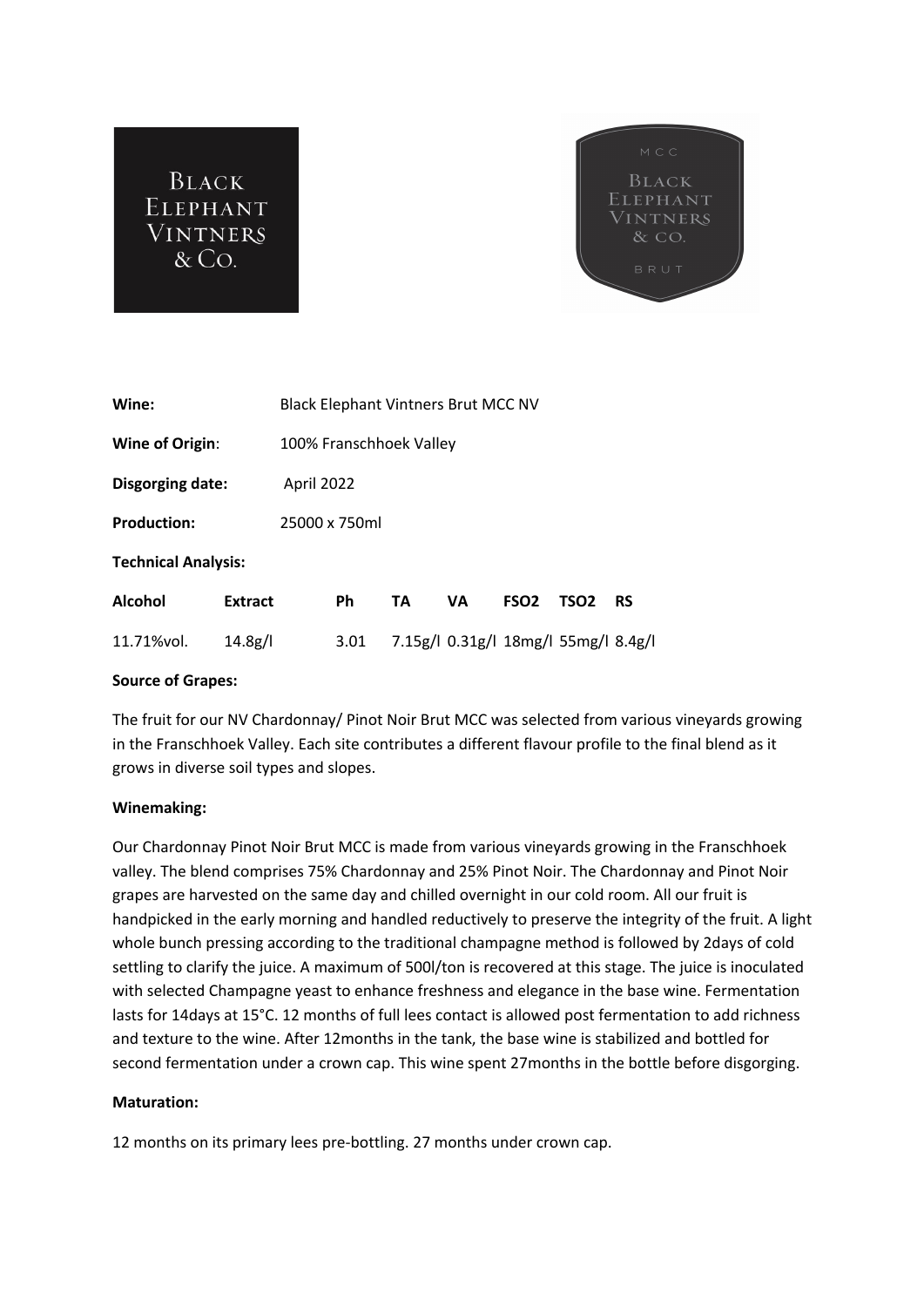Black Elephant Vintners & Co.

MCC Black Elephant Vintners & Co. BRUT

**Wine:** Black Elephant Vintners Brut MCC NV

**Wine of Origin**: 100% Franschhoek Valley

**Disgorging date:** April 2022

**Production:** 25000 x 750ml

**Technical Analysis:**

| Alcohol | Extract | Ph | TA | VA | FSO2 | TSO2 | RS |
|---|---|---|---|---|---|---|---|
| 11.71%vol. | 14.8g/l | 3.01 | 7.15g/l | 0.31g/l | 18mg/l | 55mg/l | 8.4g/l |

**Source of Grapes:**

The fruit for our NV Chardonnay/ Pinot Noir Brut MCC was selected from various vineyards growing in the Franschhoek Valley. Each site contributes a different flavour profile to the final blend as it grows in diverse soil types and slopes.

**Winemaking:**

Our Chardonnay Pinot Noir Brut MCC is made from various vineyards growing in the Franschhoek valley. The blend comprises 75% Chardonnay and 25% Pinot Noir. The Chardonnay and Pinot Noir grapes are harvested on the same day and chilled overnight in our cold room. All our fruit is handpicked in the early morning and handled reductively to preserve the integrity of the fruit. A light whole bunch pressing according to the traditional champagne method is followed by 2days of cold settling to clarify the juice. A maximum of 500l/ton is recovered at this stage. The juice is inoculated with selected Champagne yeast to enhance freshness and elegance in the base wine. Fermentation lasts for 14days at 15°C. 12 months of full lees contact is allowed post fermentation to add richness and texture to the wine. After 12months in the tank, the base wine is stabilized and bottled for second fermentation under a crown cap. This wine spent 27months in the bottle before disgorging.

**Maturation:**

12 months on its primary lees pre-bottling. 27 months under crown cap.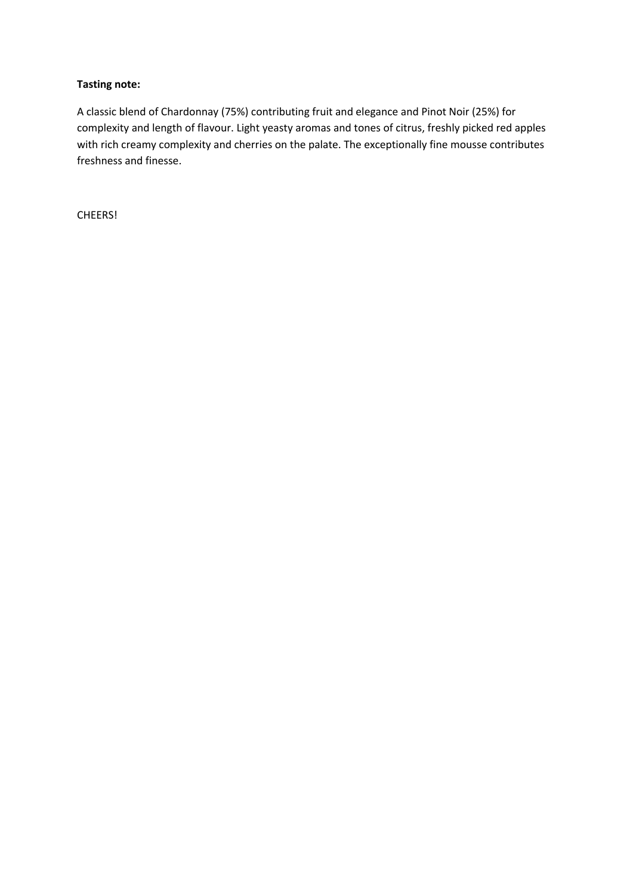**Tasting note:**

A classic blend of Chardonnay (75%) contributing fruit and elegance and Pinot Noir (25%) for complexity and length of flavour. Light yeasty aromas and tones of citrus, freshly picked red apples with rich creamy complexity and cherries on the palate. The exceptionally fine mousse contributes freshness and finesse.

CHEERS!